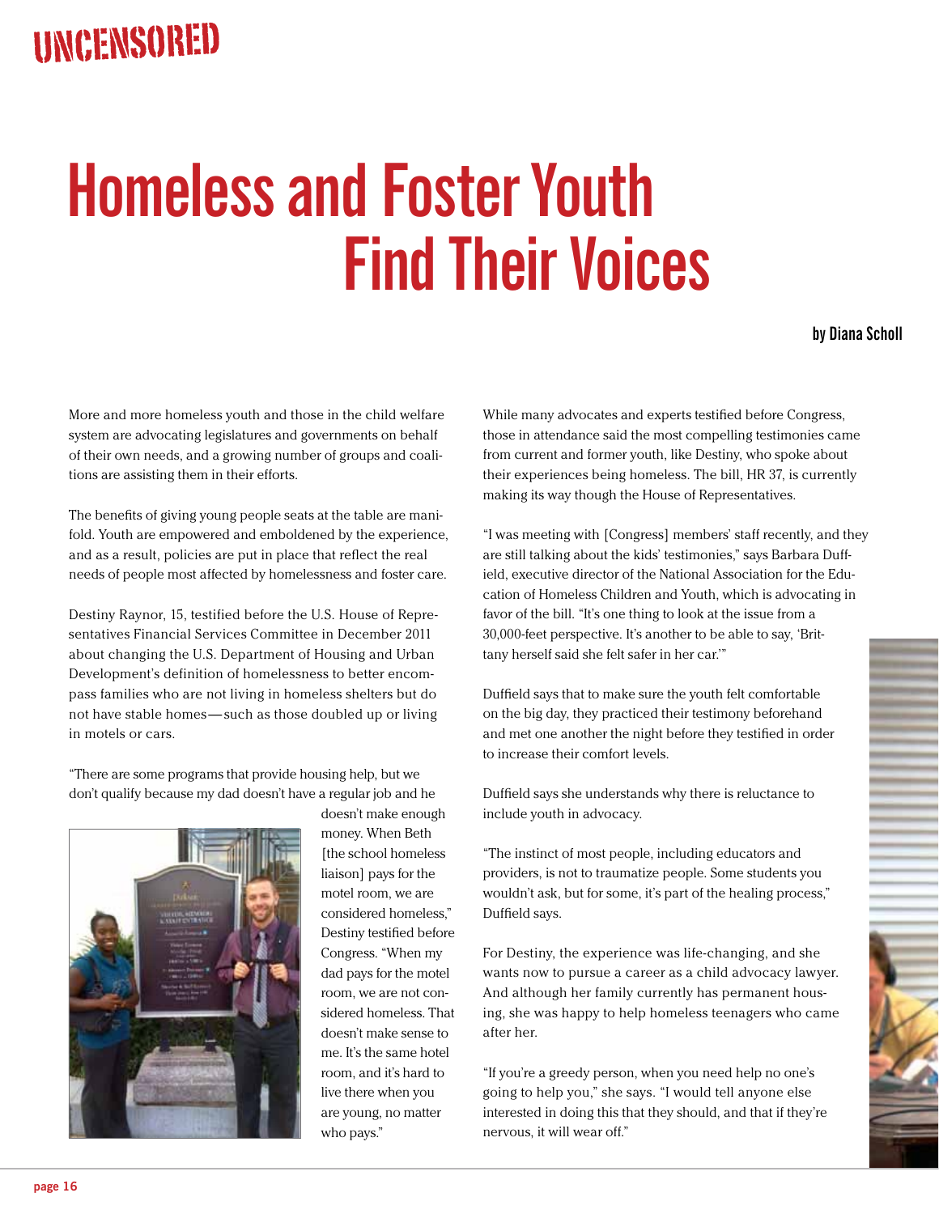UNCENSORED

# Homeless and Foster Youth Find Their Voices

**by Diana Scholl**

More and more homeless youth and those in the child welfare system are advocating legislatures and governments on behalf of their own needs, and a growing number of groups and coalitions are assisting them in their efforts.

The benefits of giving young people seats at the table are manifold. Youth are empowered and emboldened by the experience, and as a result, policies are put in place that reflect the real needs of people most affected by homelessness and foster care.

Destiny Raynor, 15, testified before the U.S. House of Representatives Financial Services Committee in December 2011 about changing the U.S. Department of Housing and Urban Development's definition of homelessness to better encompass families who are not living in homeless shelters but do not have stable homes—such as those doubled up or living in motels or cars.

"There are some programs that provide housing help, but we don't qualify because my dad doesn't have a regular job and he doesn't make enough money. When Beth [the school homeless liaison] pays for the motel room, we are considered homeless," Destiny testified before Congress. "When my dad pays for the motel room, we are not considered homeless. That doesn't make sense to me. It's the same hotel room, and it's hard to live there when you are young, no matter who pays."

While many advocates and experts testified before Congress, those in attendance said the most compelling testimonies came from current and former youth, like Destiny, who spoke about their experiences being homeless. The bill, HR 37, is currently making its way though the House of Representatives.

"I was meeting with [Congress] members' staff recently, and they are still talking about the kids' testimonies," says Barbara Duffield, executive director of the National Association for the Education of Homeless Children and Youth, which is advocating in favor of the bill. "It's one thing to look at the issue from a 30,000-feet perspective. It's another to be able to say, 'Brittany herself said she felt safer in her car.'"

Duffield says that to make sure the youth felt comfortable on the big day, they practiced their testimony beforehand and met one another the night before they testified in order to increase their comfort levels.

Duffield says she understands why there is reluctance to include youth in advocacy.

"The instinct of most people, including educators and providers, is not to traumatize people. Some students you wouldn't ask, but for some, it's part of the healing process," Duffield says.

For Destiny, the experience was life-changing, and she wants now to pursue a career as a child advocacy lawyer. And although her family currently has permanent housing, she was happy to help homeless teenagers who came after her.

"If you're a greedy person, when you need help no one's going to help you," she says. "I would tell anyone else interested in doing this that they should, and that if they're nervous, it will wear off."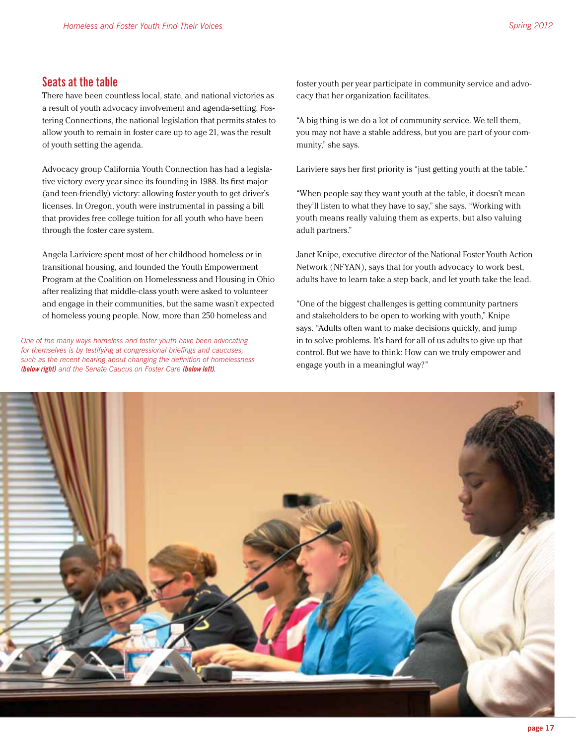## Seats at the table

There have been countless local, state, and national victories as a result of youth advocacy involvement and agenda-setting. Fostering Connections, the national legislation that permits states to allow youth to remain in foster care up to age 21, was the result of youth setting the agenda.

Advocacy group California Youth Connection has had a legislative victory every year since its founding in 1988. Its first major (and teen-friendly) victory: allowing foster youth to get driver's licenses. In Oregon, youth were instrumental in passing a bill that provides free college tuition for all youth who have been through the foster care system.

Angela Lariviere spent most of her childhood homeless or in transitional housing, and founded the Youth Empowerment Program at the Coalition on Homelessness and Housing in Ohio after realizing that middle-class youth were asked to volunteer and engage in their communities, but the same wasn't expected of homeless young people. Now, more than 250 homeless and foster youth per year participate in community service and advocacy that her organization facilitates.

*One of the many ways homeless and foster youth have been advocating for themselves is by testifying at congressional briefings and caucuses, such as the recent hearing about changing the definition of homelessness* ***(below right)*** *and the Senate Caucus on Foster Care* ***(below left).***

"A big thing is we do a lot of community service. We tell them, you may not have a stable address, but you are part of your community," she says.

Lariviere says her first priority is "just getting youth at the table."

"When people say they want youth at the table, it doesn't mean they'll listen to what they have to say," she says. "Working with youth means really valuing them as experts, but also valuing adult partners."

Janet Knipe, executive director of the National Foster Youth Action Network (NFYAN), says that for youth advocacy to work best, adults have to learn take a step back, and let youth take the lead.

"One of the biggest challenges is getting community partners and stakeholders to be open to working with youth," Knipe says. "Adults often want to make decisions quickly, and jump in to solve problems. It's hard for all of us adults to give up that control. But we have to think: How can we truly empower and engage youth in a meaningful way?"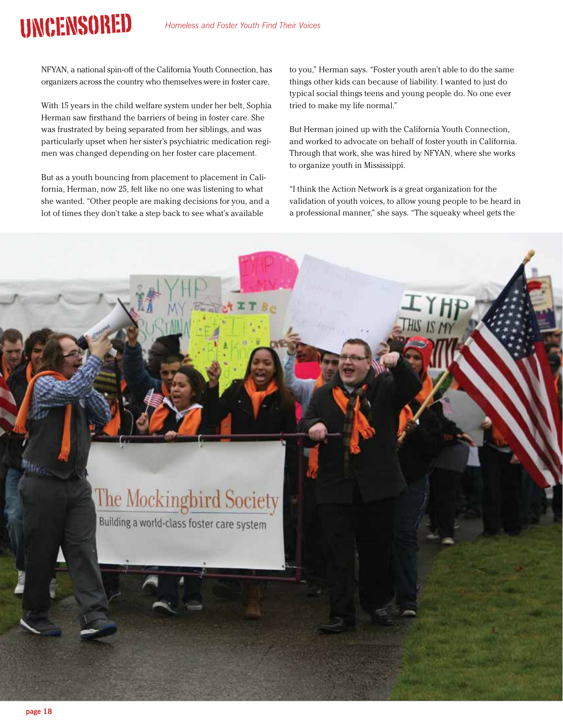NFYAN, a national spin-off of the California Youth Connection, has organizers across the country who themselves were in foster care.

With 15 years in the child welfare system under her belt, Sophia Herman saw firsthand the barriers of being in foster care. She was frustrated by being separated from her siblings, and was particularly upset when her sister's psychiatric medication regimen was changed depending on her foster care placement.

But as a youth bouncing from placement to placement in California, Herman, now 25, felt like no one was listening to what she wanted. "Other people are making decisions for you, and a lot of times they don't take a step back to see what's available to you," Herman says. "Foster youth aren't able to do the same things other kids can because of liability. I wanted to just do typical social things teens and young people do. No one ever tried to make my life normal."

But Herman joined up with the California Youth Connection, and worked to advocate on behalf of foster youth in California. Through that work, she was hired by NFYAN, where she works to organize youth in Mississippi.

"I think the Action Network is a great organization for the validation of youth voices, to allow young people to be heard in a professional manner," she says. "The squeaky wheel gets the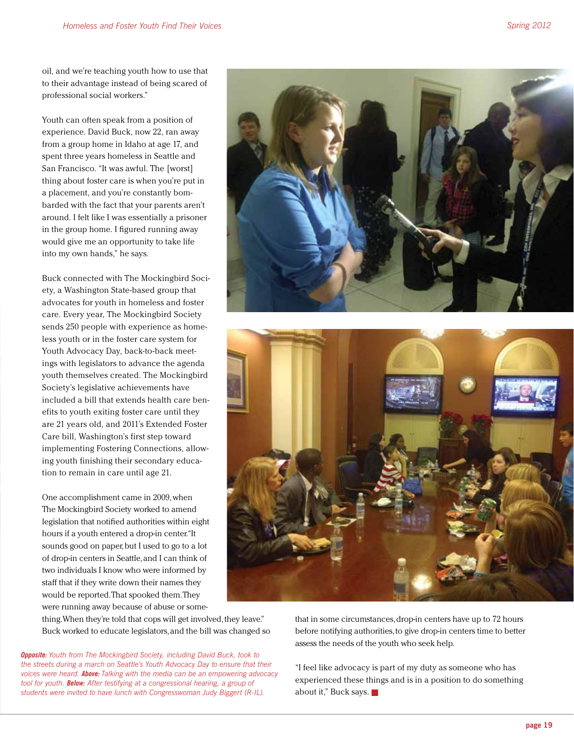oil, and we're teaching youth how to use that to their advantage instead of being scared of professional social workers."

Youth can often speak from a position of experience. David Buck, now 22, ran away from a group home in Idaho at age 17, and spent three years homeless in Seattle and San Francisco. "It was awful. The [worst] thing about foster care is when you're put in a placement, and you're constantly bombarded with the fact that your parents aren't around. I felt like I was essentially a prisoner in the group home. I figured running away would give me an opportunity to take life into my own hands," he says.

Buck connected with The Mockingbird Society, a Washington State-based group that advocates for youth in homeless and foster care. Every year, The Mockingbird Society sends 250 people with experience as homeless youth or in the foster care system for Youth Advocacy Day, back-to-back meetings with legislators to advance the agenda youth themselves created. The Mockingbird Society's legislative achievements have included a bill that extends health care benefits to youth exiting foster care until they are 21 years old, and 2011's Extended Foster Care bill, Washington's first step toward implementing Fostering Connections, allowing youth finishing their secondary education to remain in care until age 21.

One accomplishment came in 2009, when The Mockingbird Society worked to amend legislation that notified authorities within eight hours if a youth entered a drop-in center. "It sounds good on paper, but I used to go to a lot of drop-in centers in Seattle, and I can think of two individuals I know who were informed by staff that if they write down their names they would be reported. That spooked them. They were running away because of abuse or something. When they're told that cops will get involved, they leave." Buck worked to educate legislators, and the bill was changed so that in some circumstances, drop-in centers have up to 72 hours before notifying authorities, to give drop-in centers time to better assess the needs of the youth who seek help.

"I feel like advocacy is part of my duty as someone who has experienced these things and is in a position to do something about it," Buck says.

***Opposite:*** *Youth from The Mockingbird Society, including David Buck, took to the streets during a march on Seattle's Youth Advocacy Day to ensure that their voices were heard.* ***Above:*** *Talking with the media can be an empowering advocacy tool for youth.* ***Below:*** *After testifying at a congressional hearing, a group of students were invited to have lunch with Congresswoman Judy Biggert (R-IL).*